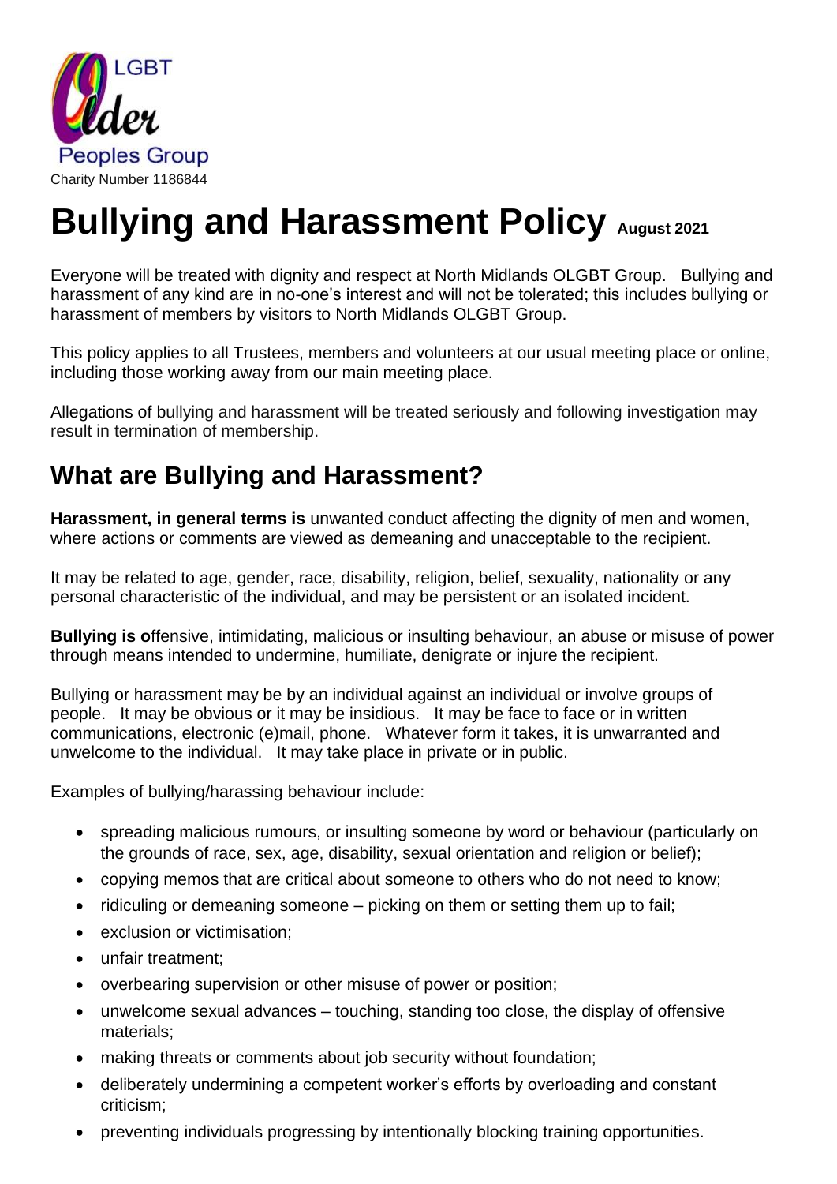LGBT Older Peoples Group

Charity Number 1186844

# Bullying and Harassment Policy August 2021

Everyone will be treated with dignity and respect at North Midlands OLGBT Group. Bullying and harassment of any kind are in no-one's interest and will not be tolerated; this includes bullying or harassment of members by visitors to North Midlands OLGBT Group.

This policy applies to all Trustees, members and volunteers at our usual meeting place or online, including those working away from our main meeting place.

Allegations of bullying and harassment will be treated seriously and following investigation may result in termination of membership.

## What are Bullying and Harassment?

**Harassment, in general terms is** unwanted conduct affecting the dignity of men and women, where actions or comments are viewed as demeaning and unacceptable to the recipient.

It may be related to age, gender, race, disability, religion, belief, sexuality, nationality or any personal characteristic of the individual, and may be persistent or an isolated incident.

**Bullying is o**ffensive, intimidating, malicious or insulting behaviour, an abuse or misuse of power through means intended to undermine, humiliate, denigrate or injure the recipient.

Bullying or harassment may be by an individual against an individual or involve groups of people. It may be obvious or it may be insidious. It may be face to face or in written communications, electronic (e)mail, phone. Whatever form it takes, it is unwarranted and unwelcome to the individual. It may take place in private or in public.

Examples of bullying/harassing behaviour include:

- spreading malicious rumours, or insulting someone by word or behaviour (particularly on the grounds of race, sex, age, disability, sexual orientation and religion or belief);
- copying memos that are critical about someone to others who do not need to know;
- ridiculing or demeaning someone – picking on them or setting them up to fail;
- exclusion or victimisation;
- unfair treatment;
- overbearing supervision or other misuse of power or position;
- unwelcome sexual advances – touching, standing too close, the display of offensive materials;
- making threats or comments about job security without foundation;
- deliberately undermining a competent worker's efforts by overloading and constant criticism;
- preventing individuals progressing by intentionally blocking training opportunities.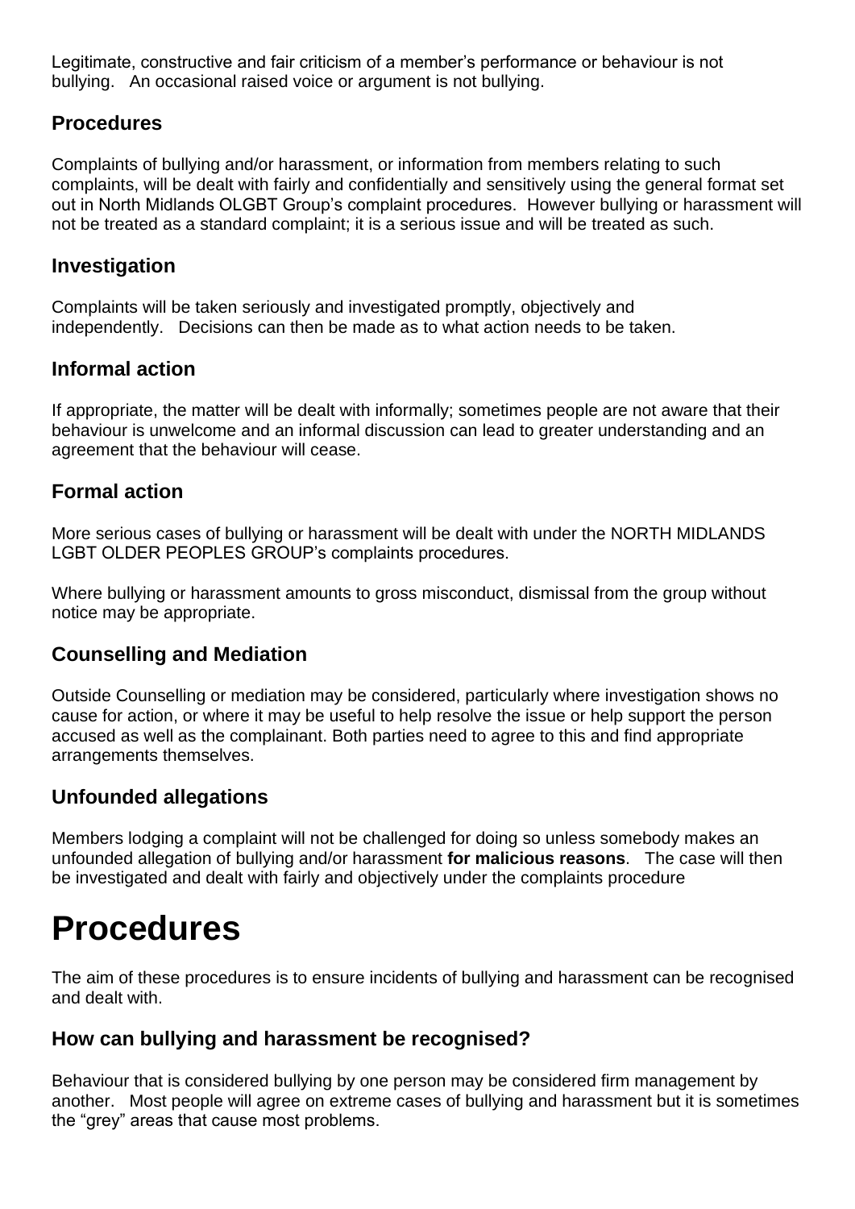Legitimate, constructive and fair criticism of a member's performance or behaviour is not bullying. An occasional raised voice or argument is not bullying.

### Procedures

Complaints of bullying and/or harassment, or information from members relating to such complaints, will be dealt with fairly and confidentially and sensitively using the general format set out in North Midlands OLGBT Group's complaint procedures. However bullying or harassment will not be treated as a standard complaint; it is a serious issue and will be treated as such.

### Investigation

Complaints will be taken seriously and investigated promptly, objectively and independently. Decisions can then be made as to what action needs to be taken.

### Informal action

If appropriate, the matter will be dealt with informally; sometimes people are not aware that their behaviour is unwelcome and an informal discussion can lead to greater understanding and an agreement that the behaviour will cease.

### Formal action

More serious cases of bullying or harassment will be dealt with under the NORTH MIDLANDS LGBT OLDER PEOPLES GROUP's complaints procedures.

Where bullying or harassment amounts to gross misconduct, dismissal from the group without notice may be appropriate.

### Counselling and Mediation

Outside Counselling or mediation may be considered, particularly where investigation shows no cause for action, or where it may be useful to help resolve the issue or help support the person accused as well as the complainant. Both parties need to agree to this and find appropriate arrangements themselves.

### Unfounded allegations

Members lodging a complaint will not be challenged for doing so unless somebody makes an unfounded allegation of bullying and/or harassment **for malicious reasons**. The case will then be investigated and dealt with fairly and objectively under the complaints procedure

# Procedures

The aim of these procedures is to ensure incidents of bullying and harassment can be recognised and dealt with.

### How can bullying and harassment be recognised?

Behaviour that is considered bullying by one person may be considered firm management by another. Most people will agree on extreme cases of bullying and harassment but it is sometimes the "grey" areas that cause most problems.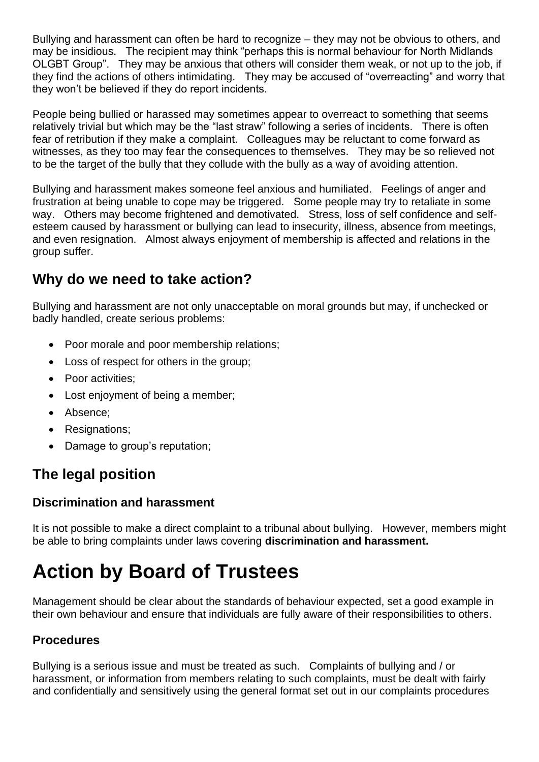Bullying and harassment can often be hard to recognize – they may not be obvious to others, and may be insidious. The recipient may think "perhaps this is normal behaviour for North Midlands OLGBT Group". They may be anxious that others will consider them weak, or not up to the job, if they find the actions of others intimidating. They may be accused of "overreacting" and worry that they won't be believed if they do report incidents.

People being bullied or harassed may sometimes appear to overreact to something that seems relatively trivial but which may be the "last straw" following a series of incidents. There is often fear of retribution if they make a complaint. Colleagues may be reluctant to come forward as witnesses, as they too may fear the consequences to themselves. They may be so relieved not to be the target of the bully that they collude with the bully as a way of avoiding attention.

Bullying and harassment makes someone feel anxious and humiliated. Feelings of anger and frustration at being unable to cope may be triggered. Some people may try to retaliate in some way. Others may become frightened and demotivated. Stress, loss of self confidence and self-esteem caused by harassment or bullying can lead to insecurity, illness, absence from meetings, and even resignation. Almost always enjoyment of membership is affected and relations in the group suffer.

## Why do we need to take action?

Bullying and harassment are not only unacceptable on moral grounds but may, if unchecked or badly handled, create serious problems:

- Poor morale and poor membership relations;
- Loss of respect for others in the group;
- Poor activities;
- Lost enjoyment of being a member;
- Absence;
- Resignations;
- Damage to group's reputation;

## The legal position

### Discrimination and harassment

It is not possible to make a direct complaint to a tribunal about bullying. However, members might be able to bring complaints under laws covering **discrimination and harassment.**

# Action by Board of Trustees

Management should be clear about the standards of behaviour expected, set a good example in their own behaviour and ensure that individuals are fully aware of their responsibilities to others.

### Procedures

Bullying is a serious issue and must be treated as such. Complaints of bullying and / or harassment, or information from members relating to such complaints, must be dealt with fairly and confidentially and sensitively using the general format set out in our complaints procedures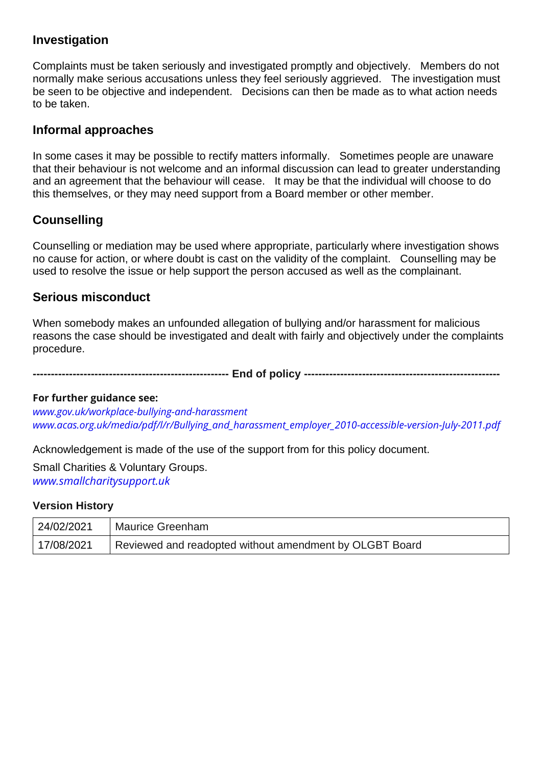## Investigation

Complaints must be taken seriously and investigated promptly and objectively. Members do not normally make serious accusations unless they feel seriously aggrieved. The investigation must be seen to be objective and independent. Decisions can then be made as to what action needs to be taken.

## Informal approaches

In some cases it may be possible to rectify matters informally. Sometimes people are unaware that their behaviour is not welcome and an informal discussion can lead to greater understanding and an agreement that the behaviour will cease. It may be that the individual will choose to do this themselves, or they may need support from a Board member or other member.

## Counselling

Counselling or mediation may be used where appropriate, particularly where investigation shows no cause for action, or where doubt is cast on the validity of the complaint. Counselling may be used to resolve the issue or help support the person accused as well as the complainant.

## Serious misconduct

When somebody makes an unfounded allegation of bullying and/or harassment for malicious reasons the case should be investigated and dealt with fairly and objectively under the complaints procedure.

**---------------------------------------------------- End of policy ----------------------------------------------------**

**For further guidance see:**
*www.gov.uk/workplace-bullying-and-harassment*
*www.acas.org.uk/media/pdf/l/r/Bullying_and_harassment_employer_2010-accessible-version-July-2011.pdf*

Acknowledgement is made of the use of the support from for this policy document.

Small Charities & Voluntary Groups.
*www.smallcharitysupport.uk*

**Version History**

| | |
|---|---|
| 24/02/2021 | Maurice Greenham |
| 17/08/2021 | Reviewed and readopted without amendment by OLGBT Board |